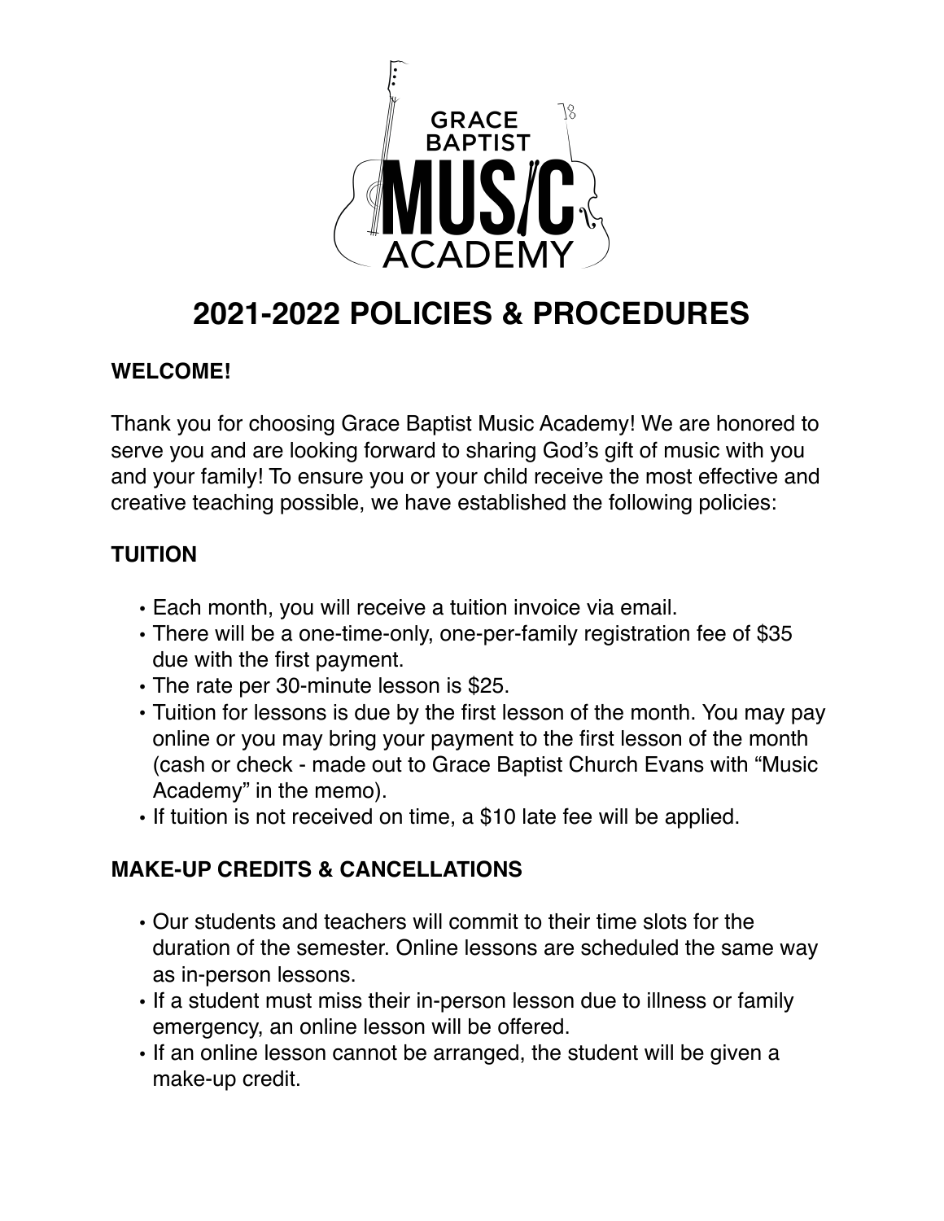# 2021-2022 POLICIES & PROCEDURES

## WELCOME!

Thank you for choosing Grace Baptist Music Academy! We are honored to serve you and are looking forward to sharing God's gift of music with you and your family! To ensure you or your child receive the most effective and creative teaching possible, we have established the following policies:

## TUITION

- Each month, you will receive a tuition invoice via email.
- There will be a one-time-only, one-per-family registration fee of $35 due with the first payment.
- The rate per 30-minute lesson is $25.
- Tuition for lessons is due by the first lesson of the month. You may pay online or you may bring your payment to the first lesson of the month (cash or check - made out to Grace Baptist Church Evans with "Music Academy" in the memo).
- If tuition is not received on time, a $10 late fee will be applied.

## MAKE-UP CREDITS & CANCELLATIONS

- Our students and teachers will commit to their time slots for the duration of the semester. Online lessons are scheduled the same way as in-person lessons.
- If a student must miss their in-person lesson due to illness or family emergency, an online lesson will be offered.
- If an online lesson cannot be arranged, the student will be given a make-up credit.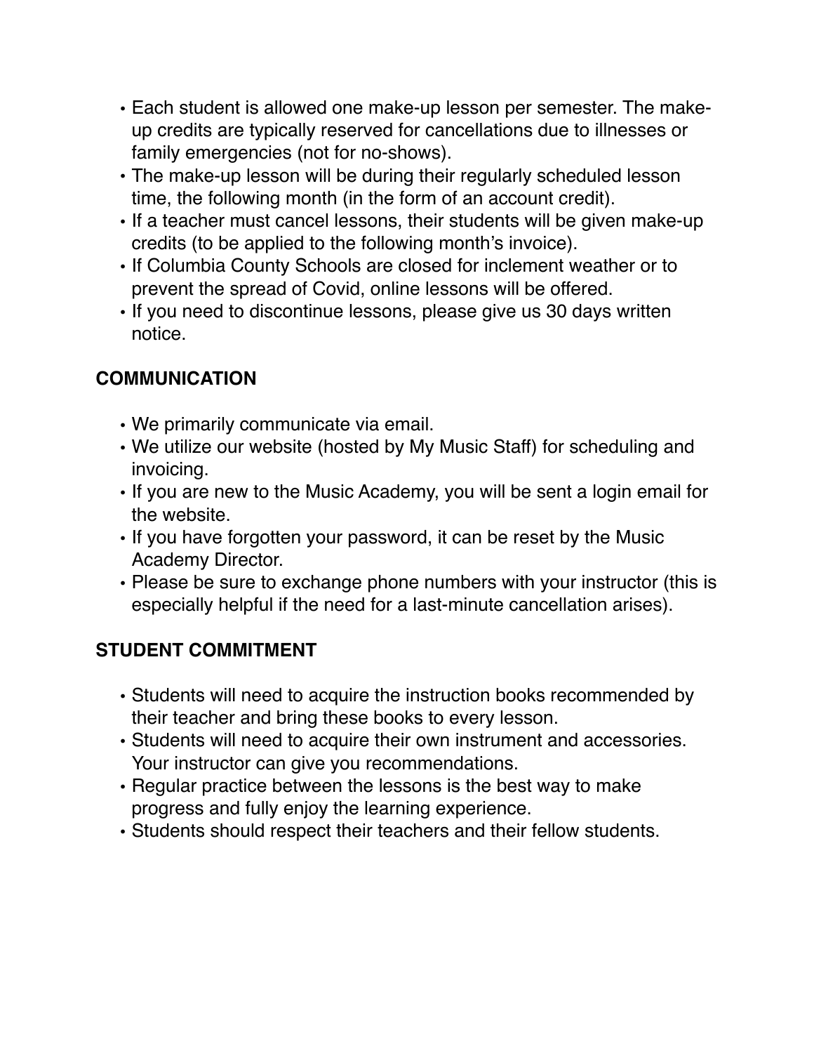- Each student is allowed one make-up lesson per semester. The make-up credits are typically reserved for cancellations due to illnesses or family emergencies (not for no-shows).
- The make-up lesson will be during their regularly scheduled lesson time, the following month (in the form of an account credit).
- If a teacher must cancel lessons, their students will be given make-up credits (to be applied to the following month's invoice).
- If Columbia County Schools are closed for inclement weather or to prevent the spread of Covid, online lessons will be offered.
- If you need to discontinue lessons, please give us 30 days written notice.

## COMMUNICATION

- We primarily communicate via email.
- We utilize our website (hosted by My Music Staff) for scheduling and invoicing.
- If you are new to the Music Academy, you will be sent a login email for the website.
- If you have forgotten your password, it can be reset by the Music Academy Director.
- Please be sure to exchange phone numbers with your instructor (this is especially helpful if the need for a last-minute cancellation arises).

## STUDENT COMMITMENT

- Students will need to acquire the instruction books recommended by their teacher and bring these books to every lesson.
- Students will need to acquire their own instrument and accessories. Your instructor can give you recommendations.
- Regular practice between the lessons is the best way to make progress and fully enjoy the learning experience.
- Students should respect their teachers and their fellow students.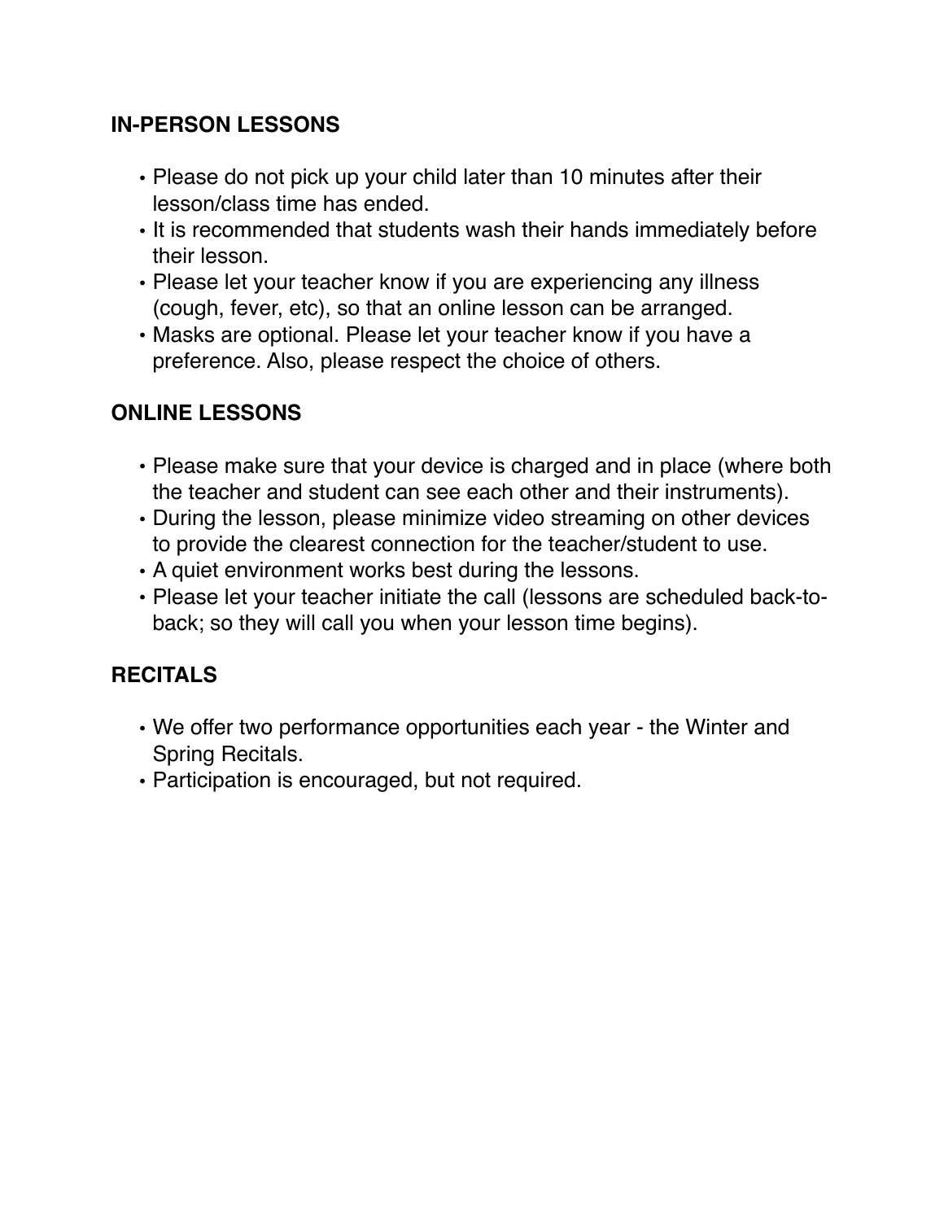## IN-PERSON LESSONS

- Please do not pick up your child later than 10 minutes after their lesson/class time has ended.
- It is recommended that students wash their hands immediately before their lesson.
- Please let your teacher know if you are experiencing any illness (cough, fever, etc), so that an online lesson can be arranged.
- Masks are optional. Please let your teacher know if you have a preference. Also, please respect the choice of others.

## ONLINE LESSONS

- Please make sure that your device is charged and in place (where both the teacher and student can see each other and their instruments).
- During the lesson, please minimize video streaming on other devices to provide the clearest connection for the teacher/student to use.
- A quiet environment works best during the lessons.
- Please let your teacher initiate the call (lessons are scheduled back-to-back; so they will call you when your lesson time begins).

## RECITALS

- We offer two performance opportunities each year - the Winter and Spring Recitals.
- Participation is encouraged, but not required.